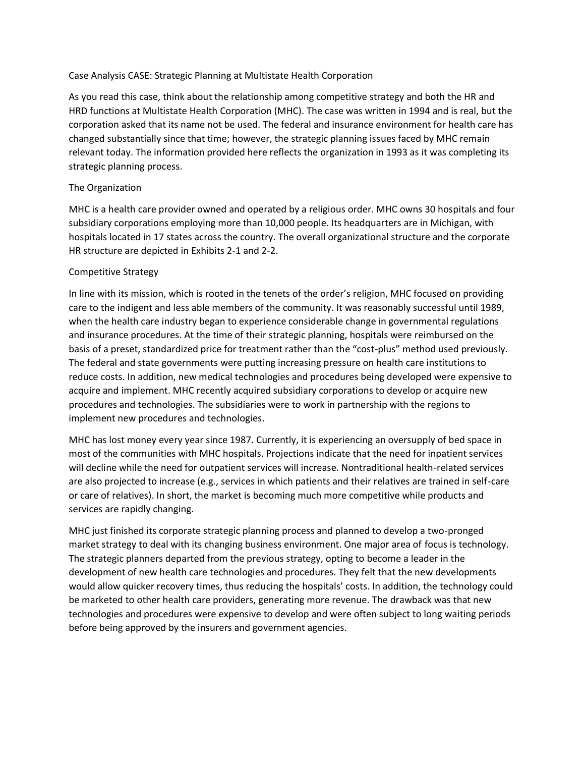# Case Analysis CASE: Strategic Planning at Multistate Health Corporation

As you read this case, think about the relationship among competitive strategy and both the HR and HRD functions at Multistate Health Corporation (MHC). The case was written in 1994 and is real, but the corporation asked that its name not be used. The federal and insurance environment for health care has changed substantially since that time; however, the strategic planning issues faced by MHC remain relevant today. The information provided here reflects the organization in 1993 as it was completing its strategic planning process.

## The Organization

MHC is a health care provider owned and operated by a religious order. MHC owns 30 hospitals and four subsidiary corporations employing more than 10,000 people. Its headquarters are in Michigan, with hospitals located in 17 states across the country. The overall organizational structure and the corporate HR structure are depicted in Exhibits 2-1 and 2-2.

## Competitive Strategy

In line with its mission, which is rooted in the tenets of the order's religion, MHC focused on providing care to the indigent and less able members of the community. It was reasonably successful until 1989, when the health care industry began to experience considerable change in governmental regulations and insurance procedures. At the time of their strategic planning, hospitals were reimbursed on the basis of a preset, standardized price for treatment rather than the "cost-plus" method used previously. The federal and state governments were putting increasing pressure on health care institutions to reduce costs. In addition, new medical technologies and procedures being developed were expensive to acquire and implement. MHC recently acquired subsidiary corporations to develop or acquire new procedures and technologies. The subsidiaries were to work in partnership with the regions to implement new procedures and technologies.

MHC has lost money every year since 1987. Currently, it is experiencing an oversupply of bed space in most of the communities with MHC hospitals. Projections indicate that the need for inpatient services will decline while the need for outpatient services will increase. Nontraditional health-related services are also projected to increase (e.g., services in which patients and their relatives are trained in self-care or care of relatives). In short, the market is becoming much more competitive while products and services are rapidly changing.

MHC just finished its corporate strategic planning process and planned to develop a two-pronged market strategy to deal with its changing business environment. One major area of focus is technology. The strategic planners departed from the previous strategy, opting to become a leader in the development of new health care technologies and procedures. They felt that the new developments would allow quicker recovery times, thus reducing the hospitals' costs. In addition, the technology could be marketed to other health care providers, generating more revenue. The drawback was that new technologies and procedures were expensive to develop and were often subject to long waiting periods before being approved by the insurers and government agencies.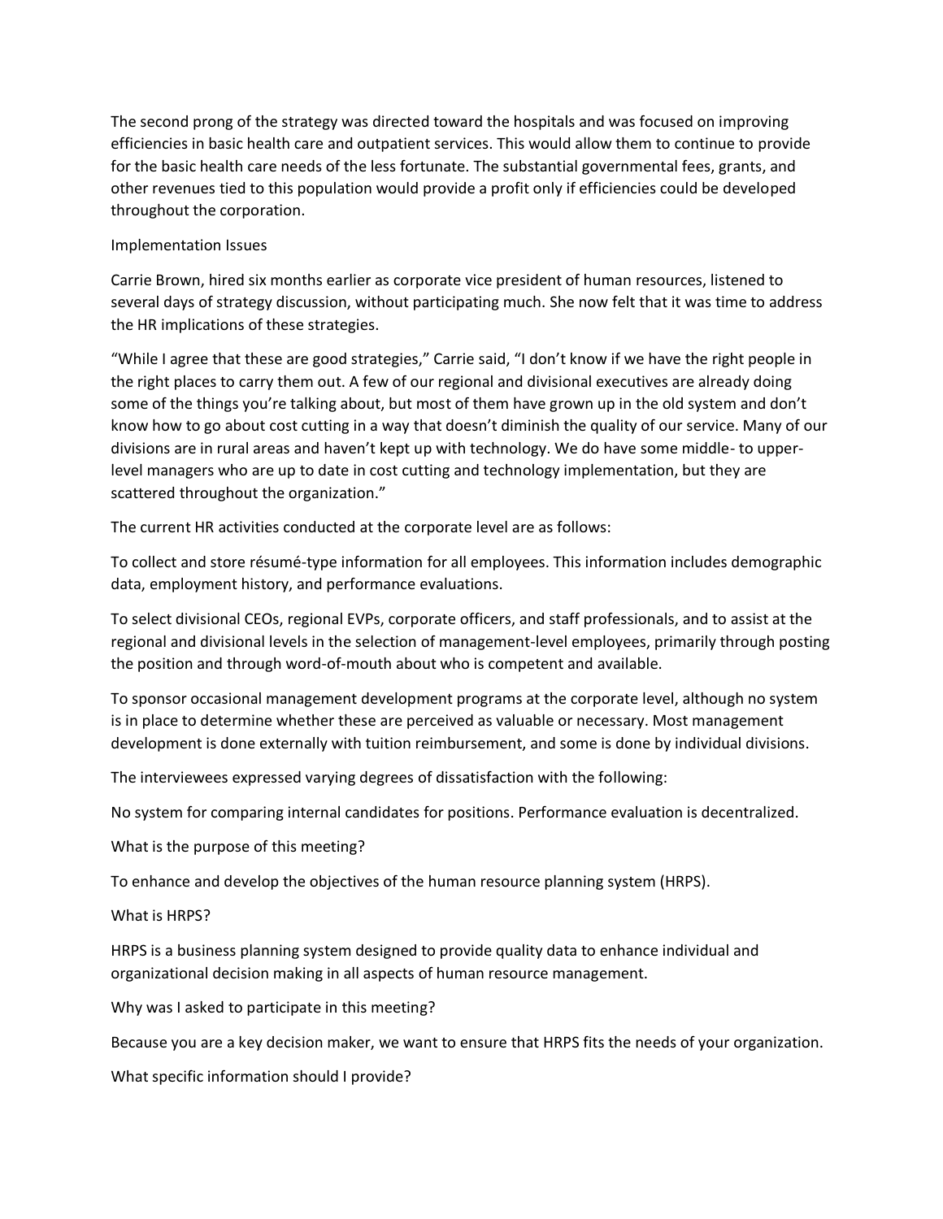The second prong of the strategy was directed toward the hospitals and was focused on improving efficiencies in basic health care and outpatient services. This would allow them to continue to provide for the basic health care needs of the less fortunate. The substantial governmental fees, grants, and other revenues tied to this population would provide a profit only if efficiencies could be developed throughout the corporation.

## Implementation Issues

Carrie Brown, hired six months earlier as corporate vice president of human resources, listened to several days of strategy discussion, without participating much. She now felt that it was time to address the HR implications of these strategies.

"While I agree that these are good strategies," Carrie said, "I don't know if we have the right people in the right places to carry them out. A few of our regional and divisional executives are already doing some of the things you're talking about, but most of them have grown up in the old system and don't know how to go about cost cutting in a way that doesn't diminish the quality of our service. Many of our divisions are in rural areas and haven't kept up with technology. We do have some middle- to upper-level managers who are up to date in cost cutting and technology implementation, but they are scattered throughout the organization."

The current HR activities conducted at the corporate level are as follows:

To collect and store résumé-type information for all employees. This information includes demographic data, employment history, and performance evaluations.

To select divisional CEOs, regional EVPs, corporate officers, and staff professionals, and to assist at the regional and divisional levels in the selection of management-level employees, primarily through posting the position and through word-of-mouth about who is competent and available.

To sponsor occasional management development programs at the corporate level, although no system is in place to determine whether these are perceived as valuable or necessary. Most management development is done externally with tuition reimbursement, and some is done by individual divisions.

The interviewees expressed varying degrees of dissatisfaction with the following:

No system for comparing internal candidates for positions. Performance evaluation is decentralized.

What is the purpose of this meeting?

To enhance and develop the objectives of the human resource planning system (HRPS).

What is HRPS?

HRPS is a business planning system designed to provide quality data to enhance individual and organizational decision making in all aspects of human resource management.

Why was I asked to participate in this meeting?

Because you are a key decision maker, we want to ensure that HRPS fits the needs of your organization.

What specific information should I provide?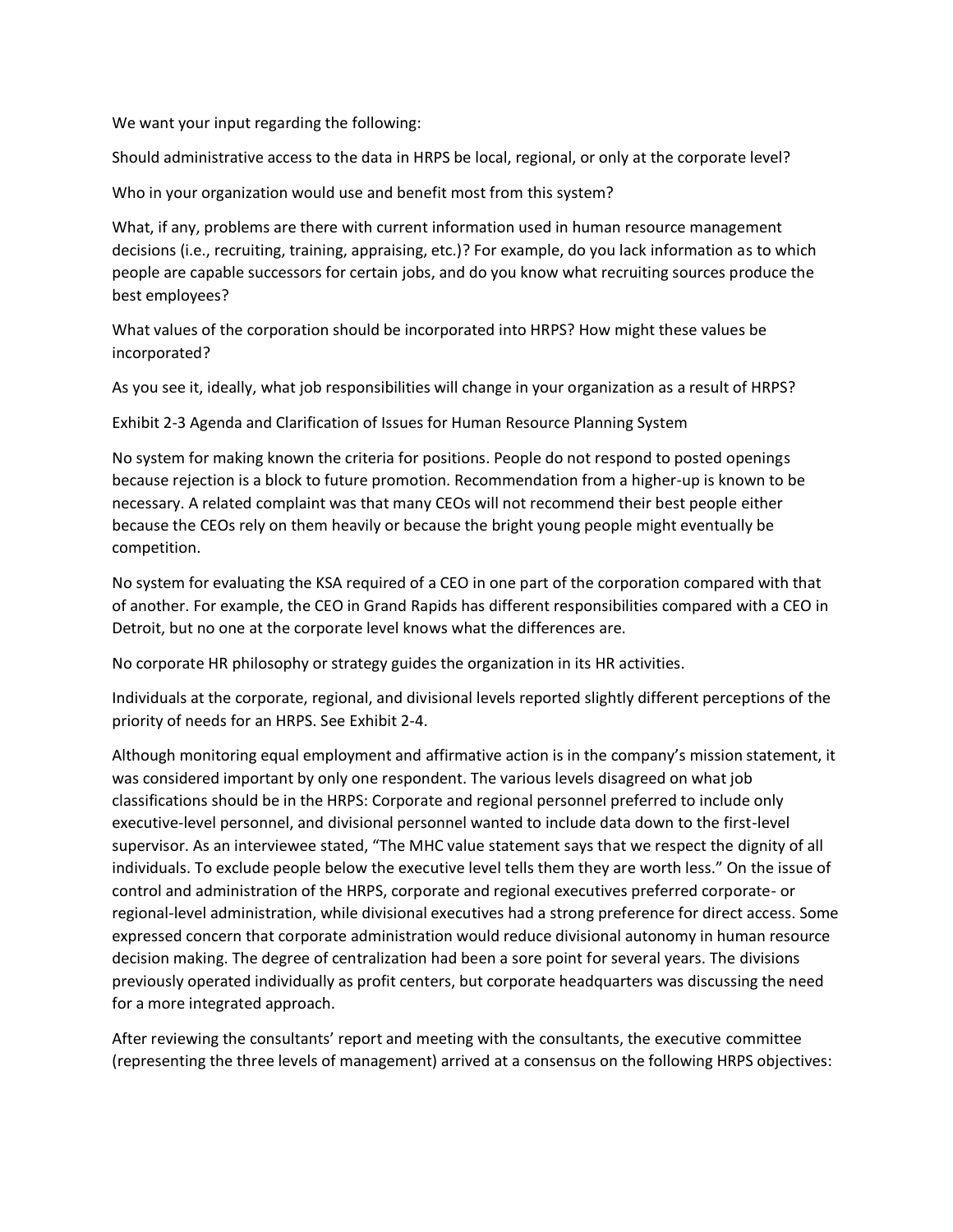We want your input regarding the following:

Should administrative access to the data in HRPS be local, regional, or only at the corporate level?

Who in your organization would use and benefit most from this system?

What, if any, problems are there with current information used in human resource management decisions (i.e., recruiting, training, appraising, etc.)? For example, do you lack information as to which people are capable successors for certain jobs, and do you know what recruiting sources produce the best employees?

What values of the corporation should be incorporated into HRPS? How might these values be incorporated?

As you see it, ideally, what job responsibilities will change in your organization as a result of HRPS?

Exhibit 2-3 Agenda and Clarification of Issues for Human Resource Planning System

No system for making known the criteria for positions. People do not respond to posted openings because rejection is a block to future promotion. Recommendation from a higher-up is known to be necessary. A related complaint was that many CEOs will not recommend their best people either because the CEOs rely on them heavily or because the bright young people might eventually be competition.

No system for evaluating the KSA required of a CEO in one part of the corporation compared with that of another. For example, the CEO in Grand Rapids has different responsibilities compared with a CEO in Detroit, but no one at the corporate level knows what the differences are.

No corporate HR philosophy or strategy guides the organization in its HR activities.

Individuals at the corporate, regional, and divisional levels reported slightly different perceptions of the priority of needs for an HRPS. See Exhibit 2-4.

Although monitoring equal employment and affirmative action is in the company's mission statement, it was considered important by only one respondent. The various levels disagreed on what job classifications should be in the HRPS: Corporate and regional personnel preferred to include only executive-level personnel, and divisional personnel wanted to include data down to the first-level supervisor. As an interviewee stated, "The MHC value statement says that we respect the dignity of all individuals. To exclude people below the executive level tells them they are worth less." On the issue of control and administration of the HRPS, corporate and regional executives preferred corporate- or regional-level administration, while divisional executives had a strong preference for direct access. Some expressed concern that corporate administration would reduce divisional autonomy in human resource decision making. The degree of centralization had been a sore point for several years. The divisions previously operated individually as profit centers, but corporate headquarters was discussing the need for a more integrated approach.

After reviewing the consultants' report and meeting with the consultants, the executive committee (representing the three levels of management) arrived at a consensus on the following HRPS objectives: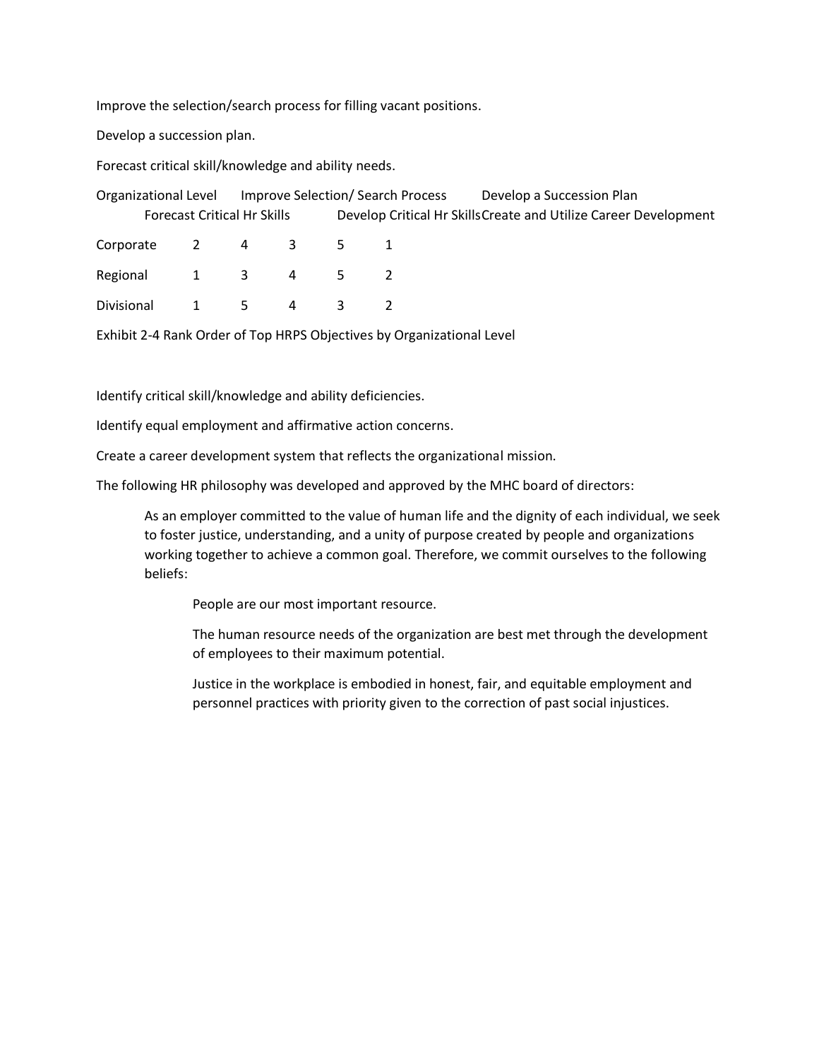Improve the selection/search process for filling vacant positions.

Develop a succession plan.

Forecast critical skill/knowledge and ability needs.

| Organizational Level | Improve Selection/ Search Process | Develop a Succession Plan | Forecast Critical Hr Skills | Develop Critical Hr Skills | Create and Utilize Career Development |
|---|---|---|---|---|---|
| Corporate | 2 | 4 | 3 | 5 | 1 |
| Regional | 1 | 3 | 4 | 5 | 2 |
| Divisional | 1 | 5 | 4 | 3 | 2 |

Exhibit 2-4 Rank Order of Top HRPS Objectives by Organizational Level

Identify critical skill/knowledge and ability deficiencies.

Identify equal employment and affirmative action concerns.

Create a career development system that reflects the organizational mission.

The following HR philosophy was developed and approved by the MHC board of directors:

> As an employer committed to the value of human life and the dignity of each individual, we seek to foster justice, understanding, and a unity of purpose created by people and organizations working together to achieve a common goal. Therefore, we commit ourselves to the following beliefs:
>
> > People are our most important resource.
> >
> > The human resource needs of the organization are best met through the development of employees to their maximum potential.
> >
> > Justice in the workplace is embodied in honest, fair, and equitable employment and personnel practices with priority given to the correction of past social injustices.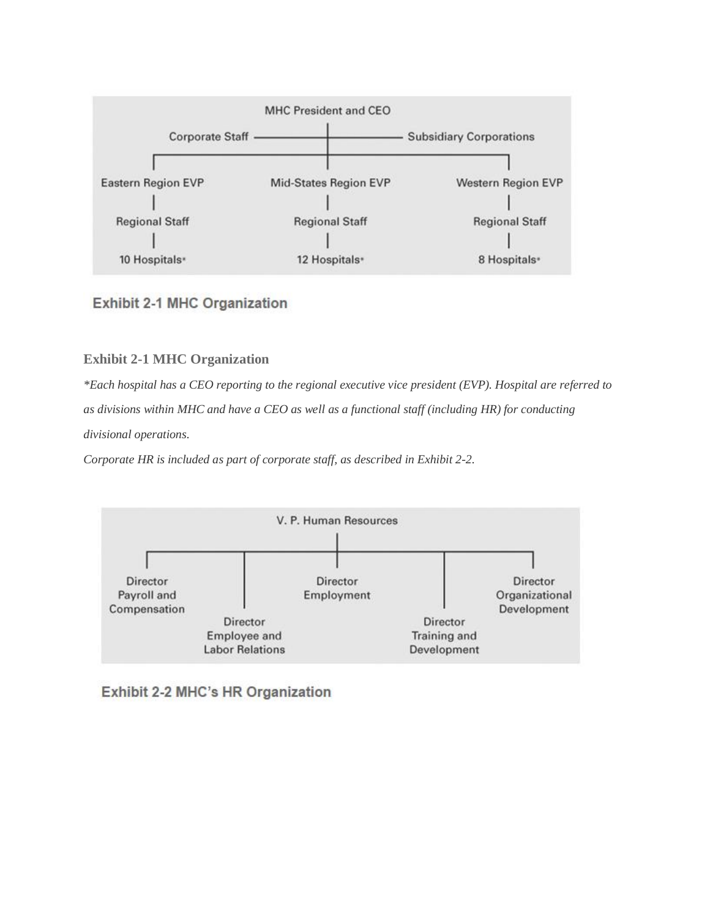MHC President and CEO

Corporate Staff

Subsidiary Corporations

Eastern Region EVP

Mid-States Region EVP

Western Region EVP

Regional Staff

Regional Staff

Regional Staff

10 Hospitals*

12 Hospitals*

8 Hospitals*

**Exhibit 2-1 MHC Organization**

### Exhibit 2-1 MHC Organization

*\*Each hospital has a CEO reporting to the regional executive vice president (EVP). Hospital are referred to as divisions within MHC and have a CEO as well as a functional staff (including HR) for conducting divisional operations.*

*Corporate HR is included as part of corporate staff, as described in Exhibit 2-2.*

V. P. Human Resources

Director Payroll and Compensation

Director Employee and Labor Relations

Director Employment

Director Training and Development

Director Organizational Development

**Exhibit 2-2 MHC's HR Organization**